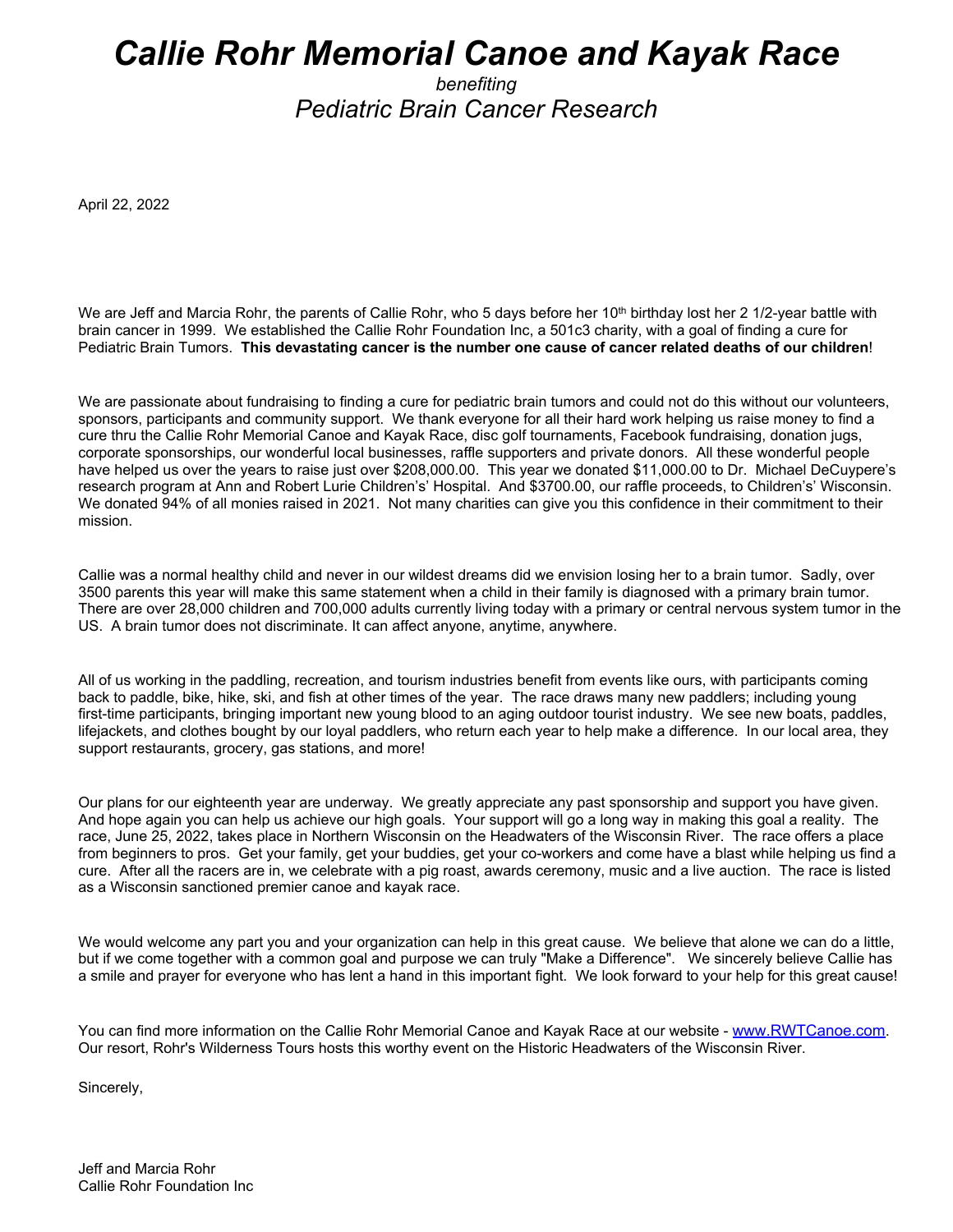# *Callie Rohr Memorial Canoe and Kayak Race*

*benefiting*

## *Pediatric Brain Cancer Research*

April 22, 2022

We are Jeff and Marcia Rohr, the parents of Callie Rohr, who 5 days before her 10th birthday lost her 2 1/2-year battle with brain cancer in 1999. We established the Callie Rohr Foundation Inc, a 501c3 charity, with a goal of finding a cure for Pediatric Brain Tumors. **This devastating cancer is the number one cause of cancer related deaths of our children**!

We are passionate about fundraising to finding a cure for pediatric brain tumors and could not do this without our volunteers, sponsors, participants and community support. We thank everyone for all their hard work helping us raise money to find a cure thru the Callie Rohr Memorial Canoe and Kayak Race, disc golf tournaments, Facebook fundraising, donation jugs, corporate sponsorships, our wonderful local businesses, raffle supporters and private donors. All these wonderful people have helped us over the years to raise just over $208,000.00. This year we donated $11,000.00 to Dr. Michael DeCuypere's research program at Ann and Robert Lurie Children's' Hospital. And $3700.00, our raffle proceeds, to Children's' Wisconsin. We donated 94% of all monies raised in 2021. Not many charities can give you this confidence in their commitment to their mission.

Callie was a normal healthy child and never in our wildest dreams did we envision losing her to a brain tumor. Sadly, over 3500 parents this year will make this same statement when a child in their family is diagnosed with a primary brain tumor. There are over 28,000 children and 700,000 adults currently living today with a primary or central nervous system tumor in the US. A brain tumor does not discriminate. It can affect anyone, anytime, anywhere.

All of us working in the paddling, recreation, and tourism industries benefit from events like ours, with participants coming back to paddle, bike, hike, ski, and fish at other times of the year. The race draws many new paddlers; including young first-time participants, bringing important new young blood to an aging outdoor tourist industry. We see new boats, paddles, lifejackets, and clothes bought by our loyal paddlers, who return each year to help make a difference. In our local area, they support restaurants, grocery, gas stations, and more!

Our plans for our eighteenth year are underway. We greatly appreciate any past sponsorship and support you have given. And hope again you can help us achieve our high goals. Your support will go a long way in making this goal a reality. The race, June 25, 2022, takes place in Northern Wisconsin on the Headwaters of the Wisconsin River. The race offers a place from beginners to pros. Get your family, get your buddies, get your co-workers and come have a blast while helping us find a cure. After all the racers are in, we celebrate with a pig roast, awards ceremony, music and a live auction. The race is listed as a Wisconsin sanctioned premier canoe and kayak race.

We would welcome any part you and your organization can help in this great cause. We believe that alone we can do a little, but if we come together with a common goal and purpose we can truly "Make a Difference". We sincerely believe Callie has a smile and prayer for everyone who has lent a hand in this important fight. We look forward to your help for this great cause!

You can find more information on the Callie Rohr Memorial Canoe and Kayak Race at our website - [www.RWTCanoe.com](http://www.RWTCanoe.com). Our resort, Rohr's Wilderness Tours hosts this worthy event on the Historic Headwaters of the Wisconsin River.

Sincerely,

Jeff and Marcia Rohr
Callie Rohr Foundation Inc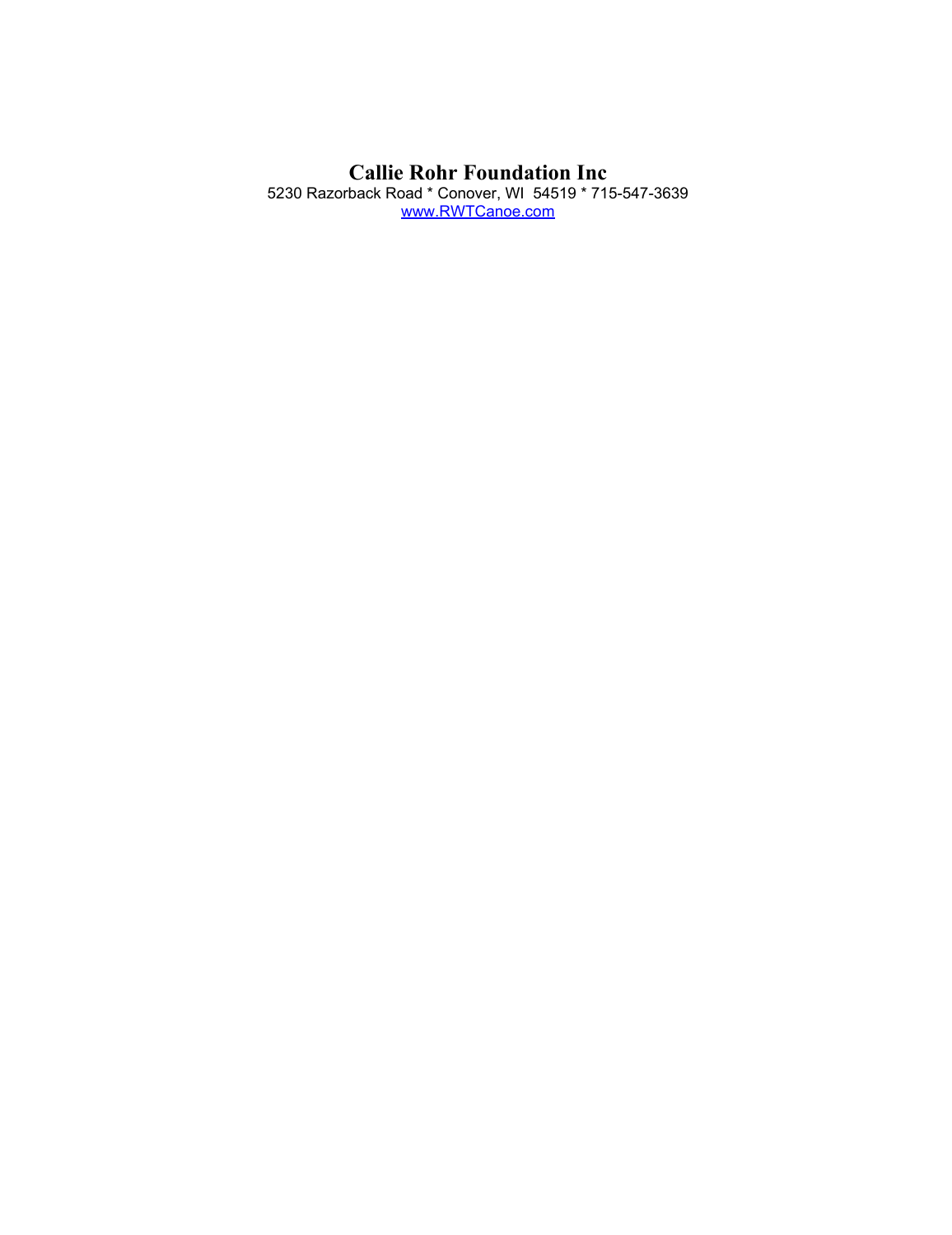**Callie Rohr Foundation Inc**

5230 Razorback Road * Conover, WI  54519 * 715-547-3639

[www.RWTCanoe.com](http://www.RWTCanoe.com)